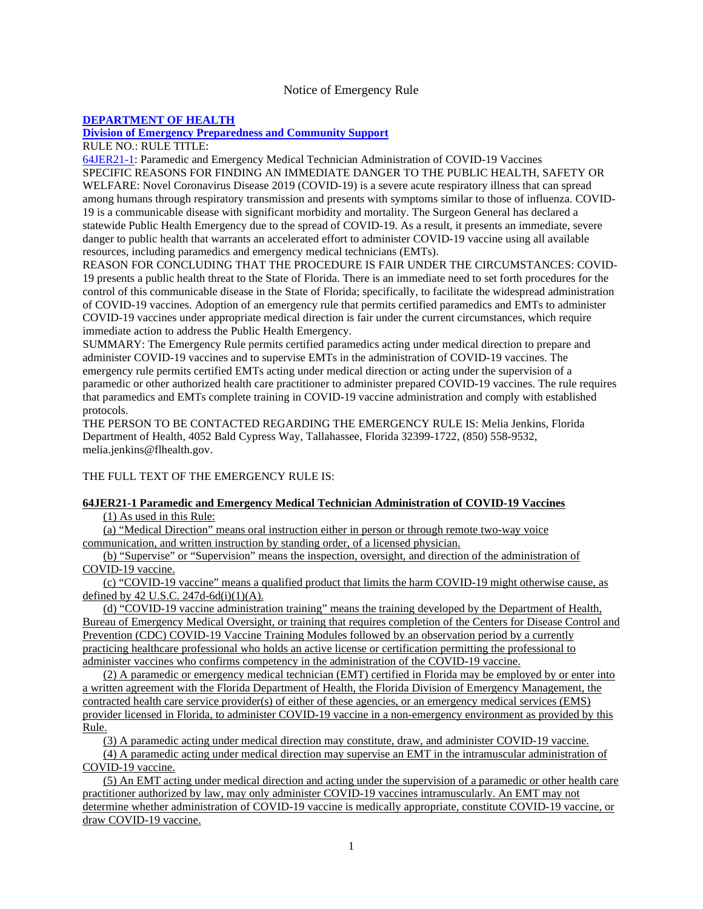Notice of Emergency Rule

**DEPARTMENT OF HEALTH**

**Division of Emergency Preparedness and Community Support**

RULE NO.: RULE TITLE:

64JER21-1: Paramedic and Emergency Medical Technician Administration of COVID-19 Vaccines

SPECIFIC REASONS FOR FINDING AN IMMEDIATE DANGER TO THE PUBLIC HEALTH, SAFETY OR WELFARE: Novel Coronavirus Disease 2019 (COVID-19) is a severe acute respiratory illness that can spread among humans through respiratory transmission and presents with symptoms similar to those of influenza. COVID-19 is a communicable disease with significant morbidity and mortality. The Surgeon General has declared a statewide Public Health Emergency due to the spread of COVID-19. As a result, it presents an immediate, severe danger to public health that warrants an accelerated effort to administer COVID-19 vaccine using all available resources, including paramedics and emergency medical technicians (EMTs).

REASON FOR CONCLUDING THAT THE PROCEDURE IS FAIR UNDER THE CIRCUMSTANCES: COVID-19 presents a public health threat to the State of Florida. There is an immediate need to set forth procedures for the control of this communicable disease in the State of Florida; specifically, to facilitate the widespread administration of COVID-19 vaccines. Adoption of an emergency rule that permits certified paramedics and EMTs to administer COVID-19 vaccines under appropriate medical direction is fair under the current circumstances, which require immediate action to address the Public Health Emergency.

SUMMARY: The Emergency Rule permits certified paramedics acting under medical direction to prepare and administer COVID-19 vaccines and to supervise EMTs in the administration of COVID-19 vaccines. The emergency rule permits certified EMTs acting under medical direction or acting under the supervision of a paramedic or other authorized health care practitioner to administer prepared COVID-19 vaccines. The rule requires that paramedics and EMTs complete training in COVID-19 vaccine administration and comply with established protocols.

THE PERSON TO BE CONTACTED REGARDING THE EMERGENCY RULE IS: Melia Jenkins, Florida Department of Health, 4052 Bald Cypress Way, Tallahassee, Florida 32399-1722, (850) 558-9532, melia.jenkins@flhealth.gov.

THE FULL TEXT OF THE EMERGENCY RULE IS:

**64JER21-1 Paramedic and Emergency Medical Technician Administration of COVID-19 Vaccines**

(1) As used in this Rule:

(a) "Medical Direction" means oral instruction either in person or through remote two-way voice communication, and written instruction by standing order, of a licensed physician.

(b) "Supervise" or "Supervision" means the inspection, oversight, and direction of the administration of COVID-19 vaccine.

(c) "COVID-19 vaccine" means a qualified product that limits the harm COVID-19 might otherwise cause, as defined by 42 U.S.C. 247d-6d(i)(1)(A).

(d) "COVID-19 vaccine administration training" means the training developed by the Department of Health, Bureau of Emergency Medical Oversight, or training that requires completion of the Centers for Disease Control and Prevention (CDC) COVID-19 Vaccine Training Modules followed by an observation period by a currently practicing healthcare professional who holds an active license or certification permitting the professional to administer vaccines who confirms competency in the administration of the COVID-19 vaccine.

(2) A paramedic or emergency medical technician (EMT) certified in Florida may be employed by or enter into a written agreement with the Florida Department of Health, the Florida Division of Emergency Management, the contracted health care service provider(s) of either of these agencies, or an emergency medical services (EMS) provider licensed in Florida, to administer COVID-19 vaccine in a non-emergency environment as provided by this Rule.

(3) A paramedic acting under medical direction may constitute, draw, and administer COVID-19 vaccine.

(4) A paramedic acting under medical direction may supervise an EMT in the intramuscular administration of COVID-19 vaccine.

(5) An EMT acting under medical direction and acting under the supervision of a paramedic or other health care practitioner authorized by law, may only administer COVID-19 vaccines intramuscularly. An EMT may not determine whether administration of COVID-19 vaccine is medically appropriate, constitute COVID-19 vaccine, or draw COVID-19 vaccine.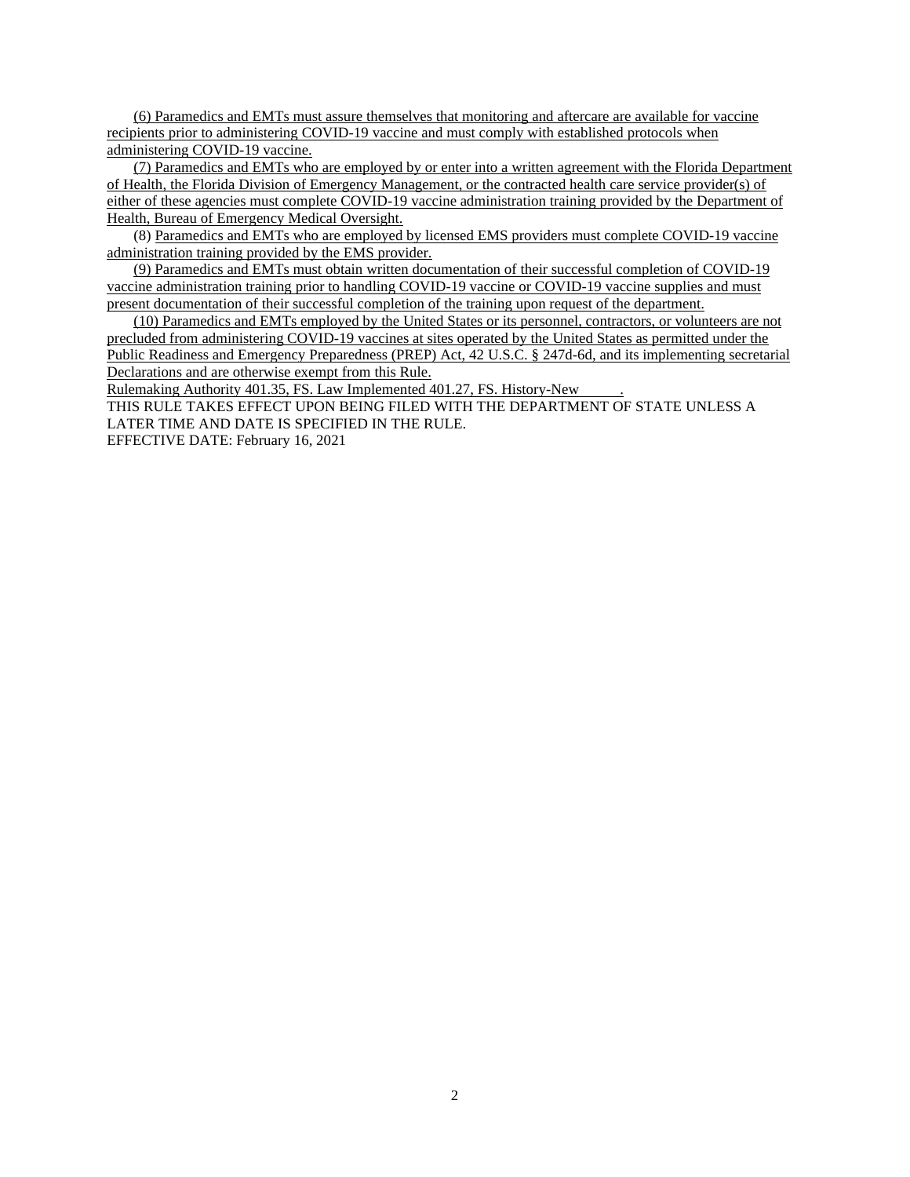(6) Paramedics and EMTs must assure themselves that monitoring and aftercare are available for vaccine recipients prior to administering COVID-19 vaccine and must comply with established protocols when administering COVID-19 vaccine.

(7) Paramedics and EMTs who are employed by or enter into a written agreement with the Florida Department of Health, the Florida Division of Emergency Management, or the contracted health care service provider(s) of either of these agencies must complete COVID-19 vaccine administration training provided by the Department of Health, Bureau of Emergency Medical Oversight.

(8) Paramedics and EMTs who are employed by licensed EMS providers must complete COVID-19 vaccine administration training provided by the EMS provider.

(9) Paramedics and EMTs must obtain written documentation of their successful completion of COVID-19 vaccine administration training prior to handling COVID-19 vaccine or COVID-19 vaccine supplies and must present documentation of their successful completion of the training upon request of the department.

(10) Paramedics and EMTs employed by the United States or its personnel, contractors, or volunteers are not precluded from administering COVID-19 vaccines at sites operated by the United States as permitted under the Public Readiness and Emergency Preparedness (PREP) Act, 42 U.S.C. § 247d-6d, and its implementing secretarial Declarations and are otherwise exempt from this Rule.

Rulemaking Authority 401.35, FS. Law Implemented 401.27, FS. History-New ______.

THIS RULE TAKES EFFECT UPON BEING FILED WITH THE DEPARTMENT OF STATE UNLESS A LATER TIME AND DATE IS SPECIFIED IN THE RULE.

EFFECTIVE DATE: February 16, 2021